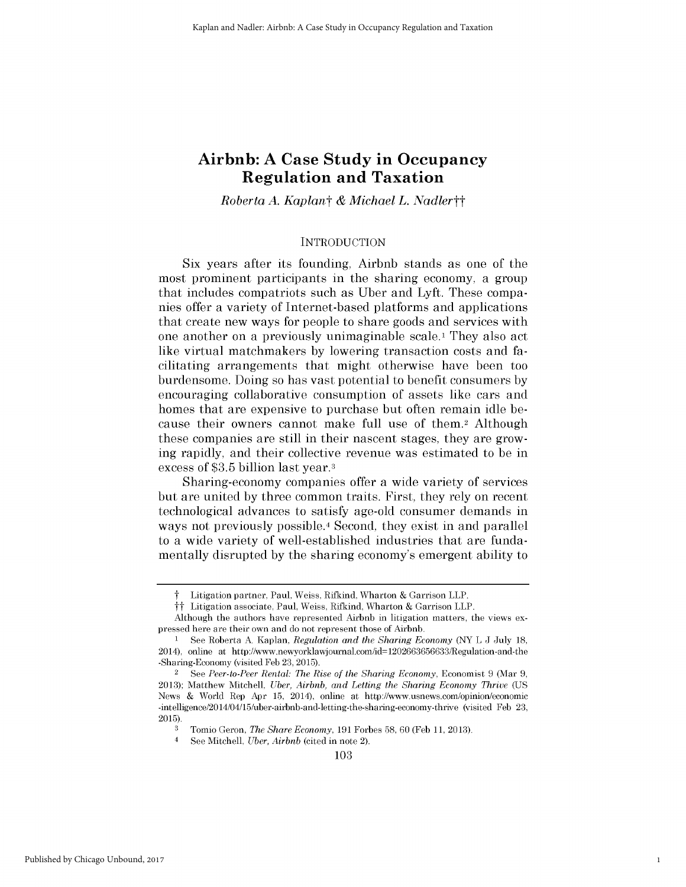# Airbnb: A Case Study in Occupancy Regulation and Taxation

*Roberta A. Kaplan*† *& Michael L. Nadler*††

## INTRODUCTION

Six years after its founding, Airbnb stands as one of the most prominent participants in the sharing economy, a group that includes compatriots such as Uber and Lyft. These companies offer a variety of Internet-based platforms and applications that create new ways for people to share goods and services with one another on a previously unimaginable scale.[1] They also act like virtual matchmakers by lowering transaction costs and facilitating arrangements that might otherwise have been too burdensome. Doing so has vast potential to benefit consumers by encouraging collaborative consumption of assets like cars and homes that are expensive to purchase but often remain idle because their owners cannot make full use of them.[2] Although these companies are still in their nascent stages, they are growing rapidly, and their collective revenue was estimated to be in excess of $3.5 billion last year.[3]

Sharing-economy companies offer a wide variety of services but are united by three common traits. First, they rely on recent technological advances to satisfy age-old consumer demands in ways not previously possible.[4] Second, they exist in and parallel to a wide variety of well-established industries that are fundamentally disrupted by the sharing economy's emergent ability to

---

† Litigation partner, Paul, Weiss, Rifkind, Wharton & Garrison LLP.

†† Litigation associate, Paul, Weiss, Rifkind, Wharton & Garrison LLP.

Although the authors have represented Airbnb in litigation matters, the views expressed here are their own and do not represent those of Airbnb.

1 See Roberta A. Kaplan, *Regulation and the Sharing Economy* (NY L J July 18, 2014), online at http://www.newyorklawjournal.com/id=1202663656633/Regulation-and-the-Sharing-Economy (visited Feb 23, 2015).

2 See *Peer-to-Peer Rental: The Rise of the Sharing Economy*, Economist 9 (Mar 9, 2013); Matthew Mitchell, *Uber, Airbnb, and Letting the Sharing Economy Thrive* (US News & World Rep Apr 15, 2014), online at http://www.usnews.com/opinion/economic-intelligence/2014/04/15/uber-airbnb-and-letting-the-sharing-economy-thrive (visited Feb 23, 2015).

3 Tomio Geron, *The Share Economy*, 191 Forbes 58, 60 (Feb 11, 2013).

4 See Mitchell, *Uber, Airbnb* (cited in note 2).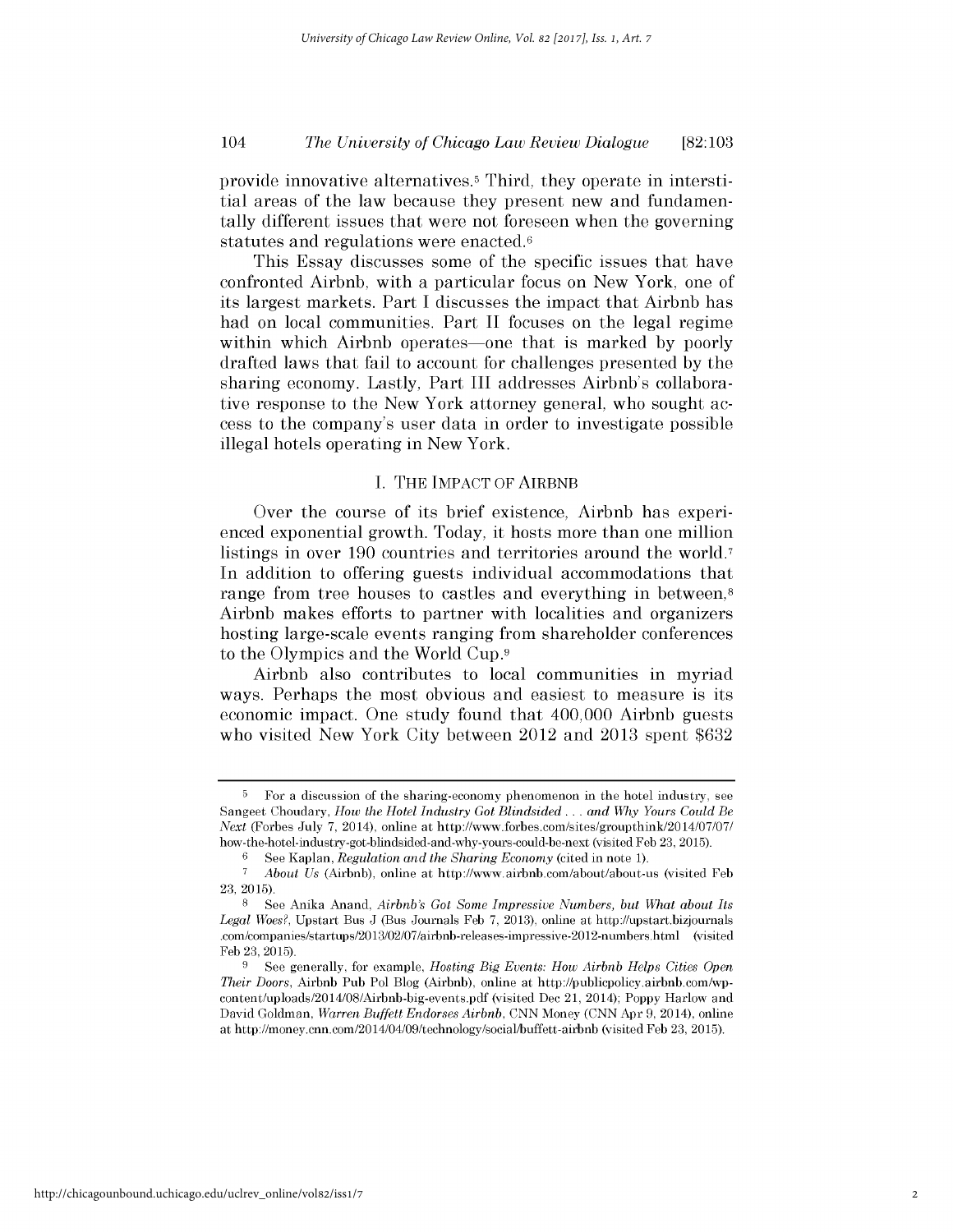provide innovative alternatives.[5] Third, they operate in interstitial areas of the law because they present new and fundamentally different issues that were not foreseen when the governing statutes and regulations were enacted.[6]

This Essay discusses some of the specific issues that have confronted Airbnb, with a particular focus on New York, one of its largest markets. Part I discusses the impact that Airbnb has had on local communities. Part II focuses on the legal regime within which Airbnb operates—one that is marked by poorly drafted laws that fail to account for challenges presented by the sharing economy. Lastly, Part III addresses Airbnb's collaborative response to the New York attorney general, who sought access to the company's user data in order to investigate possible illegal hotels operating in New York.

## I. THE IMPACT OF AIRBNB

Over the course of its brief existence, Airbnb has experienced exponential growth. Today, it hosts more than one million listings in over 190 countries and territories around the world.[7] In addition to offering guests individual accommodations that range from tree houses to castles and everything in between,[8] Airbnb makes efforts to partner with localities and organizers hosting large-scale events ranging from shareholder conferences to the Olympics and the World Cup.[9]

Airbnb also contributes to local communities in myriad ways. Perhaps the most obvious and easiest to measure is its economic impact. One study found that 400,000 Airbnb guests who visited New York City between 2012 and 2013 spent $632

---

[5] For a discussion of the sharing-economy phenomenon in the hotel industry, see Sangeet Choudary, *How the Hotel Industry Got Blindsided . . . and Why Yours Could Be Next* (Forbes July 7, 2014), online at http://www.forbes.com/sites/groupthink/2014/07/07/how-the-hotel-industry-got-blindsided-and-why-yours-could-be-next (visited Feb 23, 2015).

[6] See Kaplan, *Regulation and the Sharing Economy* (cited in note 1).

[7] *About Us* (Airbnb), online at http://www.airbnb.com/about/about-us (visited Feb 23, 2015).

[8] See Anika Anand, *Airbnb's Got Some Impressive Numbers, but What about Its Legal Woes?*, Upstart Bus J (Bus Journals Feb 7, 2013), online at http://upstart.bizjournals.com/companies/startups/2013/02/07/airbnb-releases-impressive-2012-numbers.html (visited Feb 23, 2015).

[9] See generally, for example, *Hosting Big Events: How Airbnb Helps Cities Open Their Doors*, Airbnb Pub Pol Blog (Airbnb), online at http://publicpolicy.airbnb.com/wp-content/uploads/2014/08/Airbnb-big-events.pdf (visited Dec 21, 2014); Poppy Harlow and David Goldman, *Warren Buffett Endorses Airbnb*, CNN Money (CNN Apr 9, 2014), online at http://money.cnn.com/2014/04/09/technology/social/buffett-airbnb (visited Feb 23, 2015).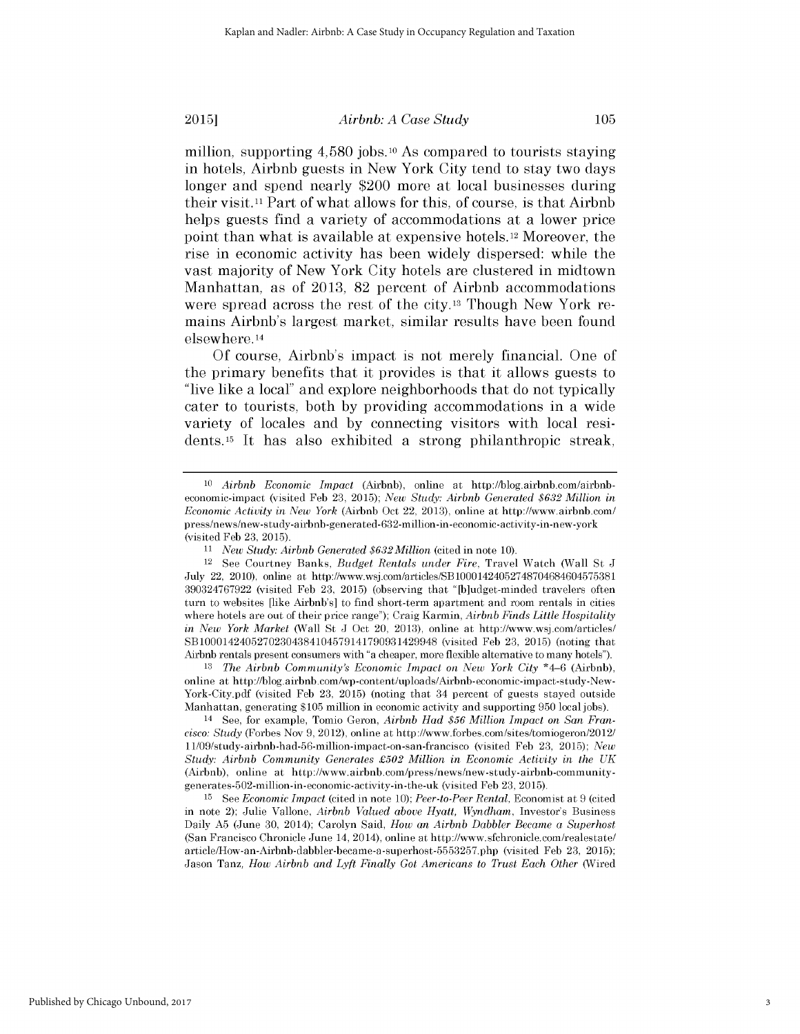million, supporting 4,580 jobs.[10] As compared to tourists staying in hotels, Airbnb guests in New York City tend to stay two days longer and spend nearly $200 more at local businesses during their visit.[11] Part of what allows for this, of course, is that Airbnb helps guests find a variety of accommodations at a lower price point than what is available at expensive hotels.[12] Moreover, the rise in economic activity has been widely dispersed: while the vast majority of New York City hotels are clustered in midtown Manhattan, as of 2013, 82 percent of Airbnb accommodations were spread across the rest of the city.[13] Though New York remains Airbnb's largest market, similar results have been found elsewhere.[14]

Of course, Airbnb's impact is not merely financial. One of the primary benefits that it provides is that it allows guests to "live like a local" and explore neighborhoods that do not typically cater to tourists, both by providing accommodations in a wide variety of locales and by connecting visitors with local residents.[15] It has also exhibited a strong philanthropic streak,

---

[10] *Airbnb Economic Impact* (Airbnb), online at http://blog.airbnb.com/airbnb-economic-impact (visited Feb 23, 2015); *New Study: Airbnb Generated $632 Million in Economic Activity in New York* (Airbnb Oct 22, 2013), online at http://www.airbnb.com/press/news/new-study-airbnb-generated-632-million-in-economic-activity-in-new-york (visited Feb 23, 2015).

[11] *New Study: Airbnb Generated $632 Million* (cited in note 10).

[12] See Courtney Banks, *Budget Rentals under Fire*, Travel Watch (Wall St J July 22, 2010), online at http://www.wsj.com/articles/SB10001424052748704684604575381390324767922 (visited Feb 23, 2015) (observing that "[b]udget-minded travelers often turn to websites [like Airbnb's] to find short-term apartment and room rentals in cities where hotels are out of their price range"); Craig Karmin, *Airbnb Finds Little Hospitality in New York Market* (Wall St J Oct 20, 2013), online at http://www.wsj.com/articles/SB10001424052702304384104579141790931429948 (visited Feb 23, 2015) (noting that Airbnb rentals present consumers with "a cheaper, more flexible alternative to many hotels").

[13] *The Airbnb Community's Economic Impact on New York City* *4–6 (Airbnb), online at http://blog.airbnb.com/wp-content/uploads/Airbnb-economic-impact-study-New-York-City.pdf (visited Feb 23, 2015) (noting that 34 percent of guests stayed outside Manhattan, generating $105 million in economic activity and supporting 950 local jobs).

[14] See, for example, Tomio Geron, *Airbnb Had $56 Million Impact on San Francisco: Study* (Forbes Nov 9, 2012), online at http://www.forbes.com/sites/tomiogeron/2012/11/09/study-airbnb-had-56-million-impact-on-san-francisco (visited Feb 23, 2015); *New Study: Airbnb Community Generates £502 Million in Economic Activity in the UK* (Airbnb), online at http://www.airbnb.com/press/news/new-study-airbnb-community-generates-502-million-in-economic-activity-in-the-uk (visited Feb 23, 2015).

[15] See *Economic Impact* (cited in note 10); *Peer-to-Peer Rental*, Economist at 9 (cited in note 2); Julie Vallone, *Airbnb Valued above Hyatt, Wyndham*, Investor's Business Daily A5 (June 30, 2014); Carolyn Said, *How an Airbnb Dabbler Became a Superhost* (San Francisco Chronicle June 14, 2014), online at http://www.sfchronicle.com/realestate/article/How-an-Airbnb-dabbler-became-a-superhost-5553257.php (visited Feb 23, 2015); Jason Tanz, *How Airbnb and Lyft Finally Got Americans to Trust Each Other* (Wired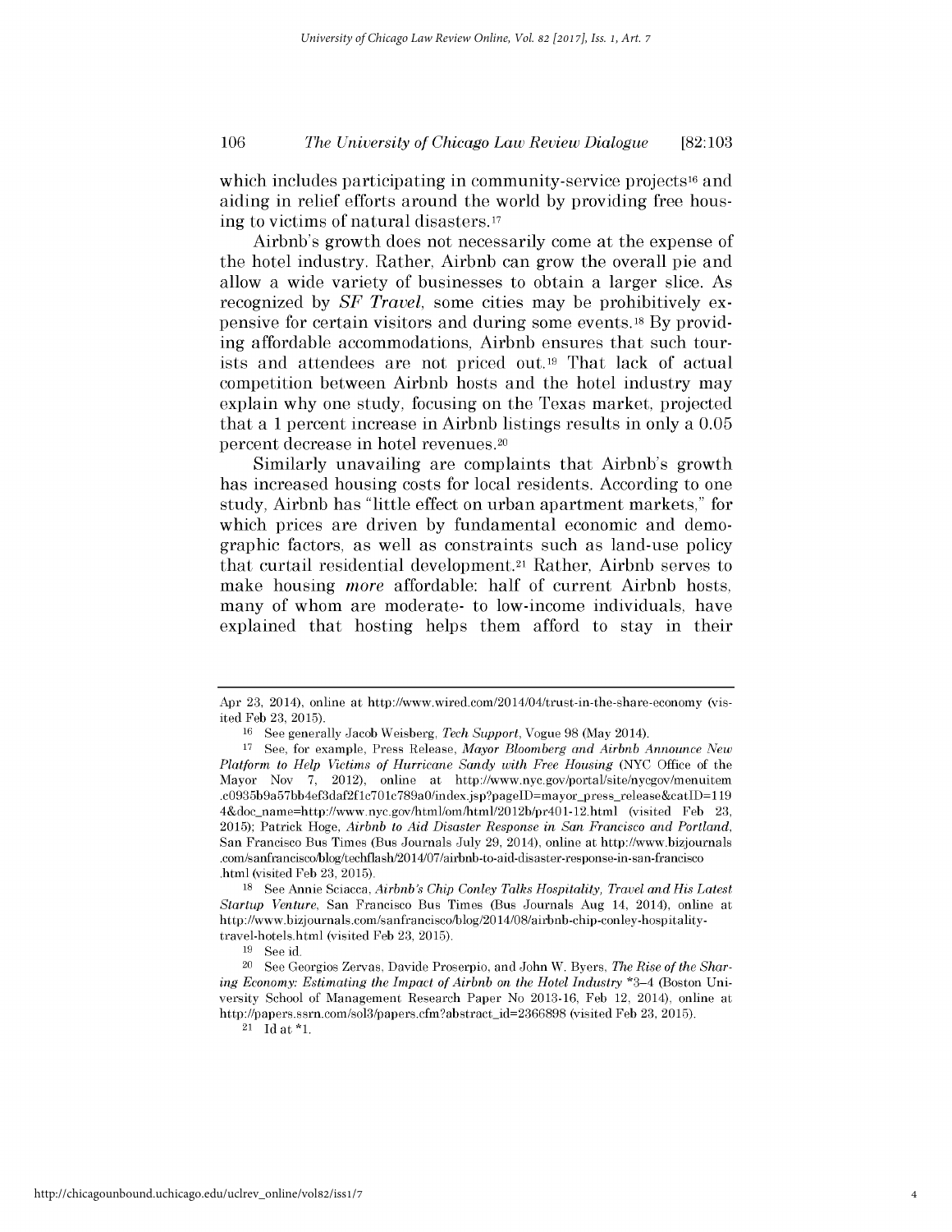which includes participating in community-service projects[16] and aiding in relief efforts around the world by providing free housing to victims of natural disasters.[17]

Airbnb's growth does not necessarily come at the expense of the hotel industry. Rather, Airbnb can grow the overall pie and allow a wide variety of businesses to obtain a larger slice. As recognized by *SF Travel*, some cities may be prohibitively expensive for certain visitors and during some events.[18] By providing affordable accommodations, Airbnb ensures that such tourists and attendees are not priced out.[19] That lack of actual competition between Airbnb hosts and the hotel industry may explain why one study, focusing on the Texas market, projected that a 1 percent increase in Airbnb listings results in only a 0.05 percent decrease in hotel revenues.[20]

Similarly unavailing are complaints that Airbnb's growth has increased housing costs for local residents. According to one study, Airbnb has "little effect on urban apartment markets," for which prices are driven by fundamental economic and demographic factors, as well as constraints such as land-use policy that curtail residential development.[21] Rather, Airbnb serves to make housing *more* affordable: half of current Airbnb hosts, many of whom are moderate- to low-income individuals, have explained that hosting helps them afford to stay in their

---

Apr 23, 2014), online at http://www.wired.com/2014/04/trust-in-the-share-economy (visited Feb 23, 2015).

[16] See generally Jacob Weisberg, *Tech Support*, Vogue 98 (May 2014).

[17] See, for example, Press Release, *Mayor Bloomberg and Airbnb Announce New Platform to Help Victims of Hurricane Sandy with Free Housing* (NYC Office of the Mayor Nov 7, 2012), online at http://www.nyc.gov/portal/site/nycgov/menuitem.c0935b9a57bb4ef3daf2f1c701c789a0/index.jsp?pageID=mayor_press_release&catID=1194&doc_name=http://www.nyc.gov/html/om/html/2012b/pr401-12.html (visited Feb 23, 2015); Patrick Hoge, *Airbnb to Aid Disaster Response in San Francisco and Portland*, San Francisco Bus Times (Bus Journals July 29, 2014), online at http://www.bizjournals.com/sanfrancisco/blog/techflash/2014/07/airbnb-to-aid-disaster-response-in-san-francisco.html (visited Feb 23, 2015).

[18] See Annie Sciacca, *Airbnb's Chip Conley Talks Hospitality, Travel and His Latest Startup Venture*, San Francisco Bus Times (Bus Journals Aug 14, 2014), online at http://www.bizjournals.com/sanfrancisco/blog/2014/08/airbnb-chip-conley-hospitality-travel-hotels.html (visited Feb 23, 2015).

[19] See id.

[20] See Georgios Zervas, Davide Proserpio, and John W. Byers, *The Rise of the Sharing Economy: Estimating the Impact of Airbnb on the Hotel Industry* \*3–4 (Boston University School of Management Research Paper No 2013-16, Feb 12, 2014), online at http://papers.ssrn.com/sol3/papers.cfm?abstract_id=2366898 (visited Feb 23, 2015).

[21] Id at \*1.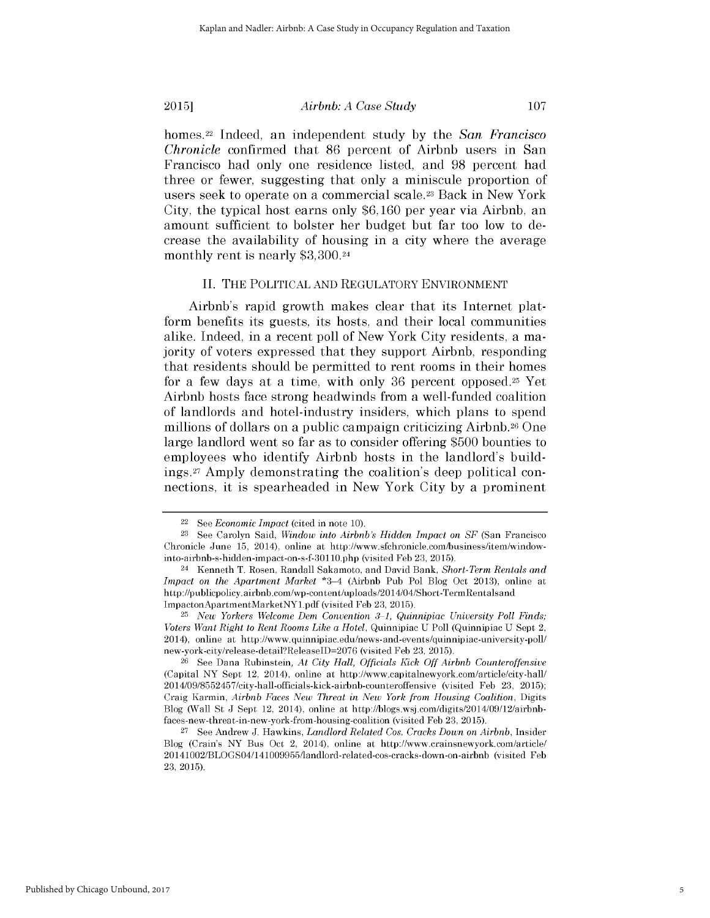homes.[22] Indeed, an independent study by the *San Francisco Chronicle* confirmed that 86 percent of Airbnb users in San Francisco had only one residence listed, and 98 percent had three or fewer, suggesting that only a miniscule proportion of users seek to operate on a commercial scale.[23] Back in New York City, the typical host earns only $6,160 per year via Airbnb, an amount sufficient to bolster her budget but far too low to decrease the availability of housing in a city where the average monthly rent is nearly $3,300.[24]

## II. The Political and Regulatory Environment

Airbnb's rapid growth makes clear that its Internet platform benefits its guests, its hosts, and their local communities alike. Indeed, in a recent poll of New York City residents, a majority of voters expressed that they support Airbnb, responding that residents should be permitted to rent rooms in their homes for a few days at a time, with only 36 percent opposed.[25] Yet Airbnb hosts face strong headwinds from a well-funded coalition of landlords and hotel-industry insiders, which plans to spend millions of dollars on a public campaign criticizing Airbnb.[26] One large landlord went so far as to consider offering $500 bounties to employees who identify Airbnb hosts in the landlord's buildings.[27] Amply demonstrating the coalition's deep political connections, it is spearheaded in New York City by a prominent

---

[22] See *Economic Impact* (cited in note 10).

[23] See Carolyn Said, *Window into Airbnb's Hidden Impact on SF* (San Francisco Chronicle June 15, 2014), online at http://www.sfchronicle.com/business/item/window-into-airbnb-s-hidden-impact-on-s-f-30110.php (visited Feb 23, 2015).

[24] Kenneth T. Rosen, Randall Sakamoto, and David Bank, *Short-Term Rentals and Impact on the Apartment Market* *3–4 (Airbnb Pub Pol Blog Oct 2013), online at http://publicpolicy.airbnb.com/wp-content/uploads/2014/04/Short-TermRentalsand ImpactonApartmentMarketNY1.pdf (visited Feb 23, 2015).

[25] *New Yorkers Welcome Dem Convention 3–1, Quinnipiac University Poll Finds; Voters Want Right to Rent Rooms Like a Hotel*, Quinnipiac U Poll (Quinnipiac U Sept 2, 2014), online at http://www.quinnipiac.edu/news-and-events/quinnipiac-university-poll/new-york-city/release-detail?ReleaseID=2076 (visited Feb 23, 2015).

[26] See Dana Rubinstein, *At City Hall, Officials Kick Off Airbnb Counteroffensive* (Capital NY Sept 12, 2014), online at http://www.capitalnewyork.com/article/city-hall/2014/09/8552457/city-hall-officials-kick-airbnb-counteroffensive (visited Feb 23, 2015); Craig Karmin, *Airbnb Faces New Threat in New York from Housing Coalition*, Digits Blog (Wall St J Sept 12, 2014), online at http://blogs.wsj.com/digits/2014/09/12/airbnb-faces-new-threat-in-new-york-from-housing-coalition (visited Feb 23, 2015).

[27] See Andrew J. Hawkins, *Landlord Related Cos. Cracks Down on Airbnb*, Insider Blog (Crain's NY Bus Oct 2, 2014), online at http://www.crainsnewyork.com/article/20141002/BLOGS04/141009955/landlord-related-cos-cracks-down-on-airbnb (visited Feb 23, 2015).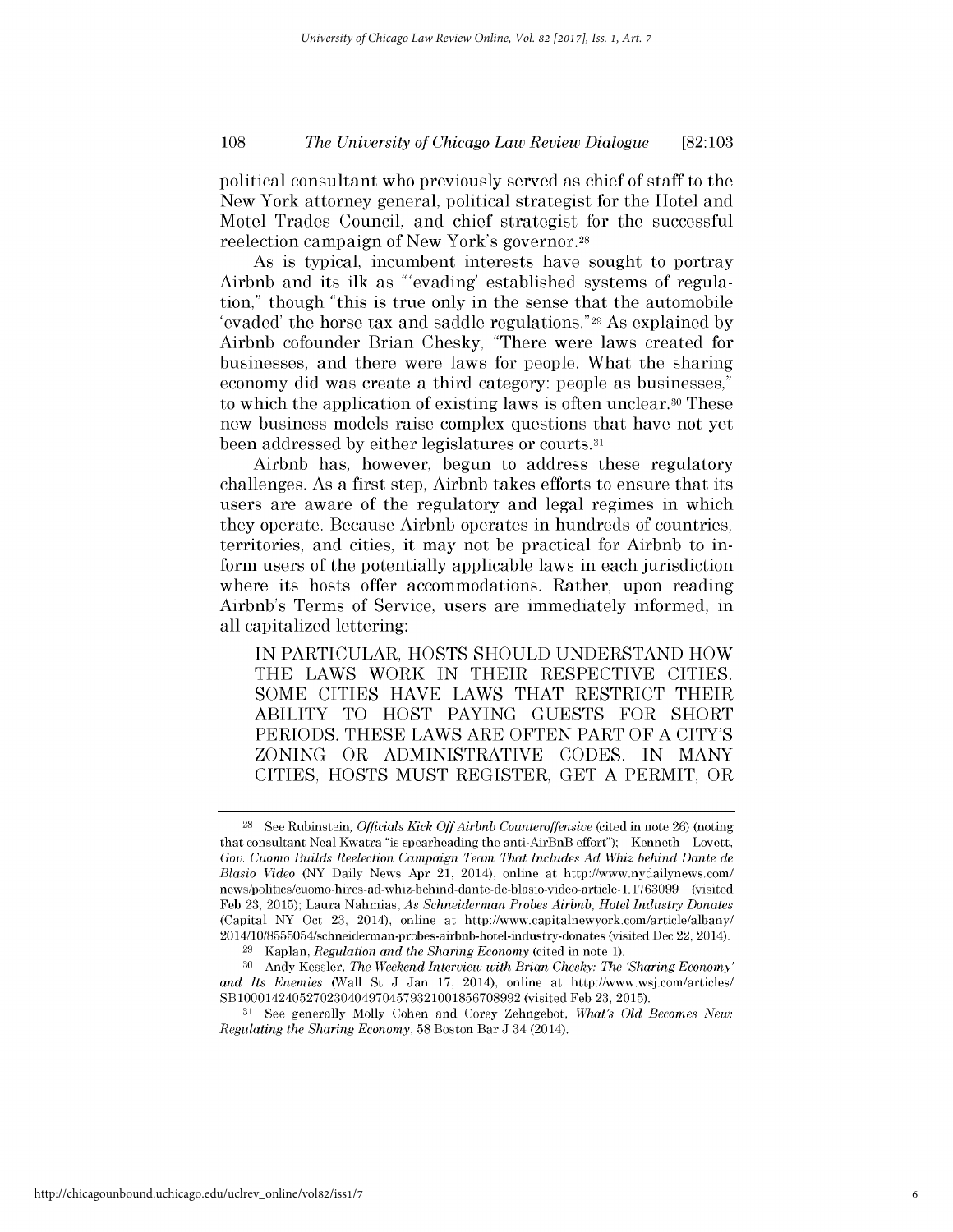political consultant who previously served as chief of staff to the New York attorney general, political strategist for the Hotel and Motel Trades Council, and chief strategist for the successful reelection campaign of New York's governor.[28]

As is typical, incumbent interests have sought to portray Airbnb and its ilk as "'evading' established systems of regulation," though "this is true only in the sense that the automobile 'evaded' the horse tax and saddle regulations."[29] As explained by Airbnb cofounder Brian Chesky, "There were laws created for businesses, and there were laws for people. What the sharing economy did was create a third category: people as businesses," to which the application of existing laws is often unclear.[30] These new business models raise complex questions that have not yet been addressed by either legislatures or courts.[31]

Airbnb has, however, begun to address these regulatory challenges. As a first step, Airbnb takes efforts to ensure that its users are aware of the regulatory and legal regimes in which they operate. Because Airbnb operates in hundreds of countries, territories, and cities, it may not be practical for Airbnb to inform users of the potentially applicable laws in each jurisdiction where its hosts offer accommodations. Rather, upon reading Airbnb's Terms of Service, users are immediately informed, in all capitalized lettering:

> IN PARTICULAR, HOSTS SHOULD UNDERSTAND HOW THE LAWS WORK IN THEIR RESPECTIVE CITIES. SOME CITIES HAVE LAWS THAT RESTRICT THEIR ABILITY TO HOST PAYING GUESTS FOR SHORT PERIODS. THESE LAWS ARE OFTEN PART OF A CITY'S ZONING OR ADMINISTRATIVE CODES. IN MANY CITIES, HOSTS MUST REGISTER, GET A PERMIT, OR

---

[28] See Rubinstein, *Officials Kick Off Airbnb Counteroffensive* (cited in note 26) (noting that consultant Neal Kwatra "is spearheading the anti-AirBnB effort"); Kenneth Lovett, *Gov. Cuomo Builds Reelection Campaign Team That Includes Ad Whiz behind Dante de Blasio Video* (NY Daily News Apr 21, 2014), online at http://www.nydailynews.com/news/politics/cuomo-hires-ad-whiz-behind-dante-de-blasio-video-article-1.1763099 (visited Feb 23, 2015); Laura Nahmias, *As Schneiderman Probes Airbnb, Hotel Industry Donates* (Capital NY Oct 23, 2014), online at http://www.capitalnewyork.com/article/albany/2014/10/8555054/schneiderman-probes-airbnb-hotel-industry-donates (visited Dec 22, 2014).

[29] Kaplan, *Regulation and the Sharing Economy* (cited in note 1).

[30] Andy Kessler, *The Weekend Interview with Brian Chesky: The 'Sharing Economy' and Its Enemies* (Wall St J Jan 17, 2014), online at http://www.wsj.com/articles/SB10001424052702304049704579321001856708992 (visited Feb 23, 2015).

[31] See generally Molly Cohen and Corey Zehngebot, *What's Old Becomes New: Regulating the Sharing Economy*, 58 Boston Bar J 34 (2014).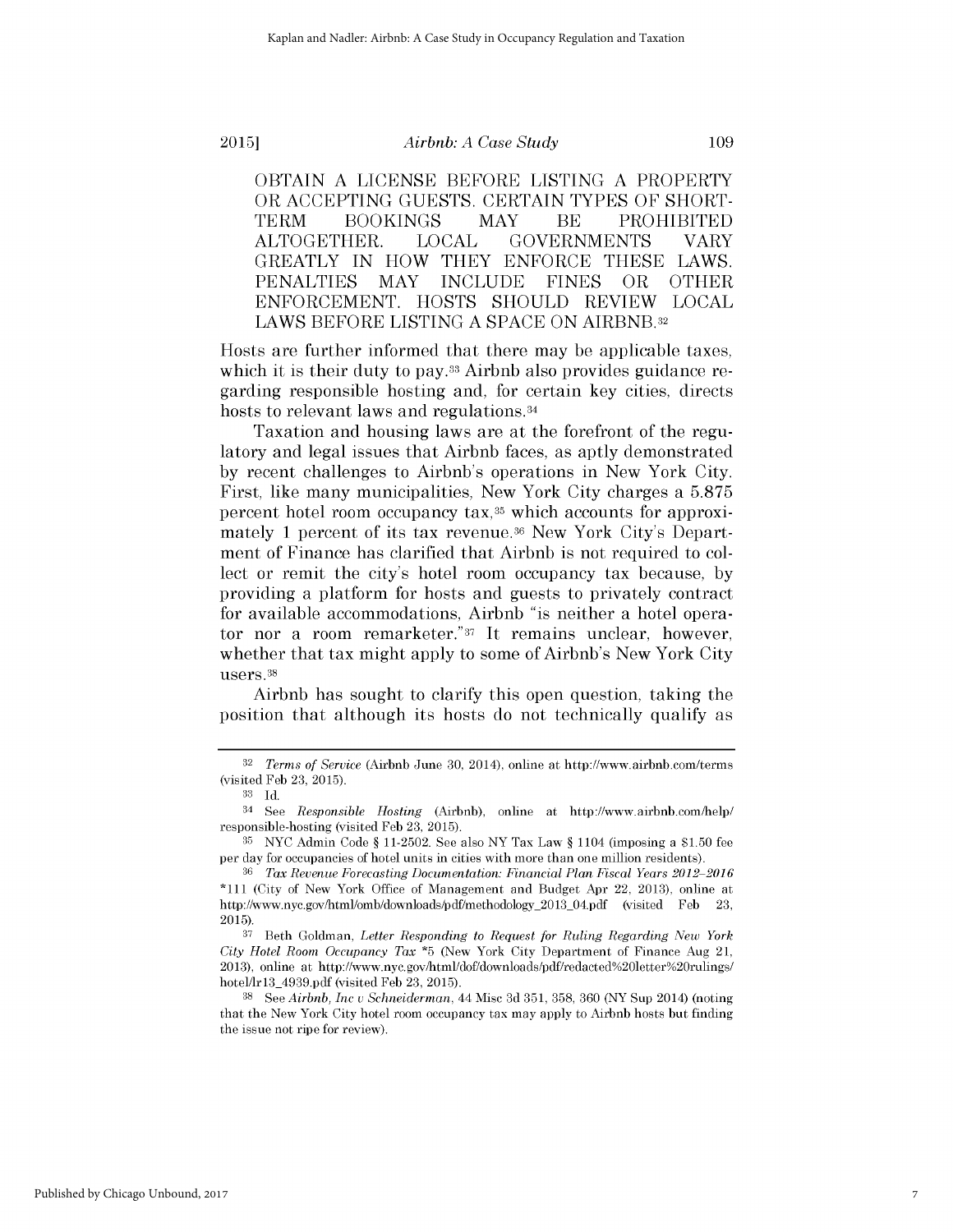OBTAIN A LICENSE BEFORE LISTING A PROPERTY OR ACCEPTING GUESTS. CERTAIN TYPES OF SHORT-TERM BOOKINGS MAY BE PROHIBITED ALTOGETHER. LOCAL GOVERNMENTS VARY GREATLY IN HOW THEY ENFORCE THESE LAWS. PENALTIES MAY INCLUDE FINES OR OTHER ENFORCEMENT. HOSTS SHOULD REVIEW LOCAL LAWS BEFORE LISTING A SPACE ON AIRBNB.[32]

Hosts are further informed that there may be applicable taxes, which it is their duty to pay.[33] Airbnb also provides guidance regarding responsible hosting and, for certain key cities, directs hosts to relevant laws and regulations.[34]

Taxation and housing laws are at the forefront of the regulatory and legal issues that Airbnb faces, as aptly demonstrated by recent challenges to Airbnb's operations in New York City. First, like many municipalities, New York City charges a 5.875 percent hotel room occupancy tax,[35] which accounts for approximately 1 percent of its tax revenue.[36] New York City's Department of Finance has clarified that Airbnb is not required to collect or remit the city's hotel room occupancy tax because, by providing a platform for hosts and guests to privately contract for available accommodations, Airbnb "is neither a hotel operator nor a room remarketer."[37] It remains unclear, however, whether that tax might apply to some of Airbnb's New York City users.[38]

Airbnb has sought to clarify this open question, taking the position that although its hosts do not technically qualify as

---

[32] *Terms of Service* (Airbnb June 30, 2014), online at http://www.airbnb.com/terms (visited Feb 23, 2015).

[33] Id.

[34] See *Responsible Hosting* (Airbnb), online at http://www.airbnb.com/help/responsible-hosting (visited Feb 23, 2015).

[35] NYC Admin Code § 11-2502. See also NY Tax Law § 1104 (imposing a $1.50 fee per day for occupancies of hotel units in cities with more than one million residents).

[36] *Tax Revenue Forecasting Documentation: Financial Plan Fiscal Years 2012–2016* *111 (City of New York Office of Management and Budget Apr 22, 2013), online at http://www.nyc.gov/html/omb/downloads/pdf/methodology_2013_04.pdf (visited Feb 23, 2015).

[37] Beth Goldman, *Letter Responding to Request for Ruling Regarding New York City Hotel Room Occupancy Tax* *5 (New York City Department of Finance Aug 21, 2013), online at http://www.nyc.gov/html/dof/downloads/pdf/redacted%20letter%20rulings/hotel/lr13_4939.pdf (visited Feb 23, 2015).

[38] See *Airbnb, Inc v Schneiderman*, 44 Misc 3d 351, 358, 360 (NY Sup 2014) (noting that the New York City hotel room occupancy tax may apply to Airbnb hosts but finding the issue not ripe for review).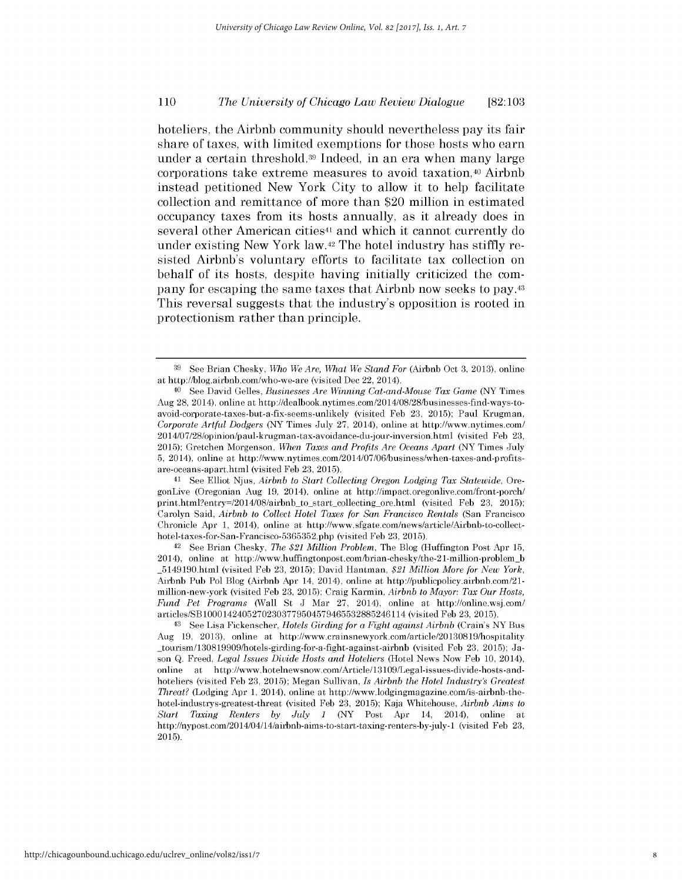hoteliers, the Airbnb community should nevertheless pay its fair share of taxes, with limited exemptions for those hosts who earn under a certain threshold.[39] Indeed, in an era when many large corporations take extreme measures to avoid taxation,[40] Airbnb instead petitioned New York City to allow it to help facilitate collection and remittance of more than $20 million in estimated occupancy taxes from its hosts annually, as it already does in several other American cities[41] and which it cannot currently do under existing New York law.[42] The hotel industry has stiffly resisted Airbnb's voluntary efforts to facilitate tax collection on behalf of its hosts, despite having initially criticized the company for escaping the same taxes that Airbnb now seeks to pay.[43] This reversal suggests that the industry's opposition is rooted in protectionism rather than principle.

---

[39] See Brian Chesky, *Who We Are, What We Stand For* (Airbnb Oct 3, 2013), online at http://blog.airbnb.com/who-we-are (visited Dec 22, 2014).

[40] See David Gelles, *Businesses Are Winning Cat-and-Mouse Tax Game* (NY Times Aug 28, 2014), online at http://dealbook.nytimes.com/2014/08/28/businesses-find-ways-to-avoid-corporate-taxes-but-a-fix-seems-unlikely (visited Feb 23, 2015); Paul Krugman, *Corporate Artful Dodgers* (NY Times July 27, 2014), online at http://www.nytimes.com/2014/07/28/opinion/paul-krugman-tax-avoidance-du-jour-inversion.html (visited Feb 23, 2015); Gretchen Morgenson, *When Taxes and Profits Are Oceans Apart* (NY Times July 5, 2014), online at http://www.nytimes.com/2014/07/06/business/when-taxes-and-profits-are-oceans-apart.html (visited Feb 23, 2015).

[41] See Elliot Njus, *Airbnb to Start Collecting Oregon Lodging Tax Statewide*, OregonLive (Oregonian Aug 19, 2014), online at http://impact.oregonlive.com/front-porch/print.html?entry=/2014/08/airbnb_to_start_collecting_ore.html (visited Feb 23, 2015); Carolyn Said, *Airbnb to Collect Hotel Taxes for San Francisco Rentals* (San Francisco Chronicle Apr 1, 2014), online at http://www.sfgate.com/news/article/Airbnb-to-collect-hotel-taxes-for-San-Francisco-5365352.php (visited Feb 23, 2015).

[42] See Brian Chesky, *The $21 Million Problem*, The Blog (Huffington Post Apr 15, 2014), online at http://www.huffingtonpost.com/brian-chesky/the-21-million-problem_b_5149190.html (visited Feb 23, 2015); David Hantman, *$21 Million More for New York*, Airbnb Pub Pol Blog (Airbnb Apr 14, 2014), online at http://publicpolicy.airbnb.com/21-million-new-york (visited Feb 23, 2015); Craig Karmin, *Airbnb to Mayor: Tax Our Hosts, Fund Pet Programs* (Wall St J Mar 27, 2014), online at http://online.wsj.com/articles/SB10001424052702303779504579465532885246114 (visited Feb 23, 2015).

[43] See Lisa Fickenscher, *Hotels Girding for a Fight against Airbnb* (Crain's NY Bus Aug 19, 2013), online at http://www.crainsnewyork.com/article/20130819/hospitality_tourism/130819909/hotels-girding-for-a-fight-against-airbnb (visited Feb 23, 2015); Jason Q. Freed, *Legal Issues Divide Hosts and Hoteliers* (Hotel News Now Feb 10, 2014), online at http://www.hotelnewsnow.com/Article/13109/Legal-issues-divide-hosts-and-hoteliers (visited Feb 23, 2015); Megan Sullivan, *Is Airbnb the Hotel Industry's Greatest Threat?* (Lodging Apr 1, 2014), online at http://www.lodgingmagazine.com/is-airbnb-the-hotel-industrys-greatest-threat (visited Feb 23, 2015); Kaja Whitehouse, *Airbnb Aims to Start Taxing Renters by July 1* (NY Post Apr 14, 2014), online at http://nypost.com/2014/04/14/airbnb-aims-to-start-taxing-renters-by-july-1 (visited Feb 23, 2015).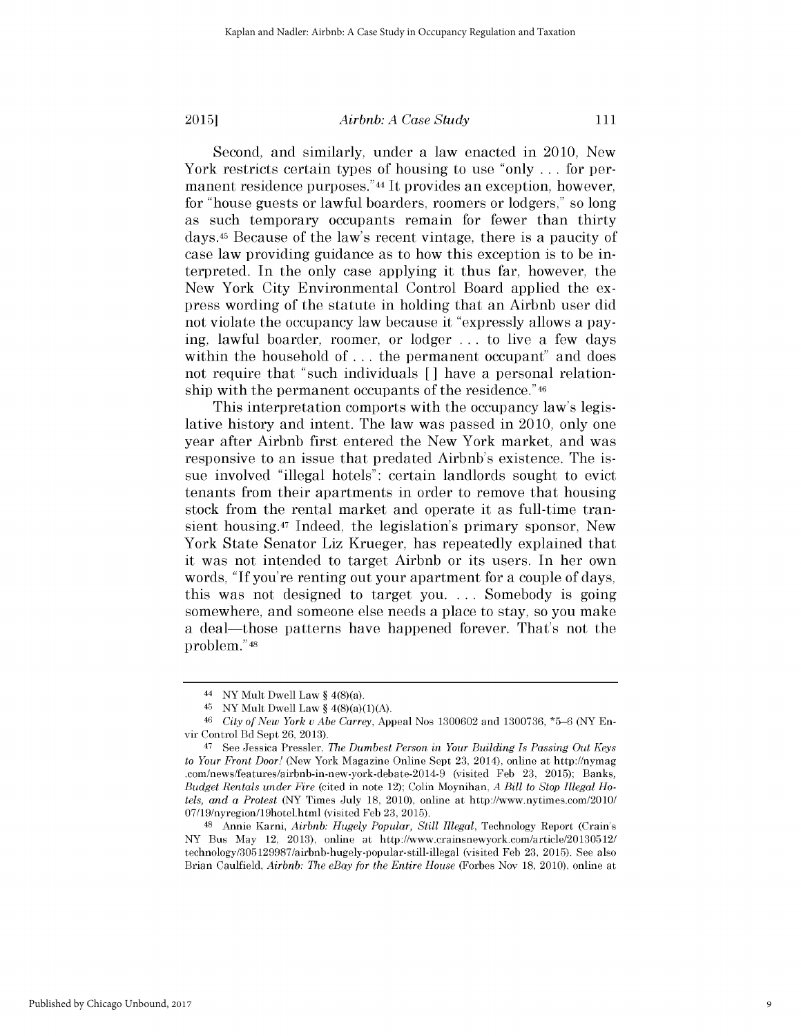Second, and similarly, under a law enacted in 2010, New York restricts certain types of housing to use "only . . . for permanent residence purposes."[44] It provides an exception, however, for "house guests or lawful boarders, roomers or lodgers," so long as such temporary occupants remain for fewer than thirty days.[45] Because of the law's recent vintage, there is a paucity of case law providing guidance as to how this exception is to be interpreted. In the only case applying it thus far, however, the New York City Environmental Control Board applied the express wording of the statute in holding that an Airbnb user did not violate the occupancy law because it "expressly allows a paying, lawful boarder, roomer, or lodger . . . to live a few days within the household of . . . the permanent occupant" and does not require that "such individuals [ ] have a personal relationship with the permanent occupants of the residence."[46]

This interpretation comports with the occupancy law's legislative history and intent. The law was passed in 2010, only one year after Airbnb first entered the New York market, and was responsive to an issue that predated Airbnb's existence. The issue involved "illegal hotels": certain landlords sought to evict tenants from their apartments in order to remove that housing stock from the rental market and operate it as full-time transient housing.[47] Indeed, the legislation's primary sponsor, New York State Senator Liz Krueger, has repeatedly explained that it was not intended to target Airbnb or its users. In her own words, "If you're renting out your apartment for a couple of days, this was not designed to target you. . . . Somebody is going somewhere, and someone else needs a place to stay, so you make a deal—those patterns have happened forever. That's not the problem."[48]

---

[44] NY Mult Dwell Law § 4(8)(a).

[45] NY Mult Dwell Law § 4(8)(a)(1)(A).

[46] *City of New York v Abe Carrey*, Appeal Nos 1300602 and 1300736, *5–6 (NY Envir Control Bd Sept 26, 2013).

[47] See Jessica Pressler, *The Dumbest Person in Your Building Is Passing Out Keys to Your Front Door!* (New York Magazine Online Sept 23, 2014), online at http://nymag.com/news/features/airbnb-in-new-york-debate-2014-9 (visited Feb 23, 2015); Banks, *Budget Rentals under Fire* (cited in note 12); Colin Moynihan, *A Bill to Stop Illegal Hotels, and a Protest* (NY Times July 18, 2010), online at http://www.nytimes.com/2010/07/19/nyregion/19hotel.html (visited Feb 23, 2015).

[48] Annie Karni, *Airbnb: Hugely Popular, Still Illegal*, Technology Report (Crain's NY Bus May 12, 2013), online at http://www.crainsnewyork.com/article/20130512/technology/305129987/airbnb-hugely-popular-still-illegal (visited Feb 23, 2015). See also Brian Caulfield, *Airbnb: The eBay for the Entire House* (Forbes Nov 18, 2010), online at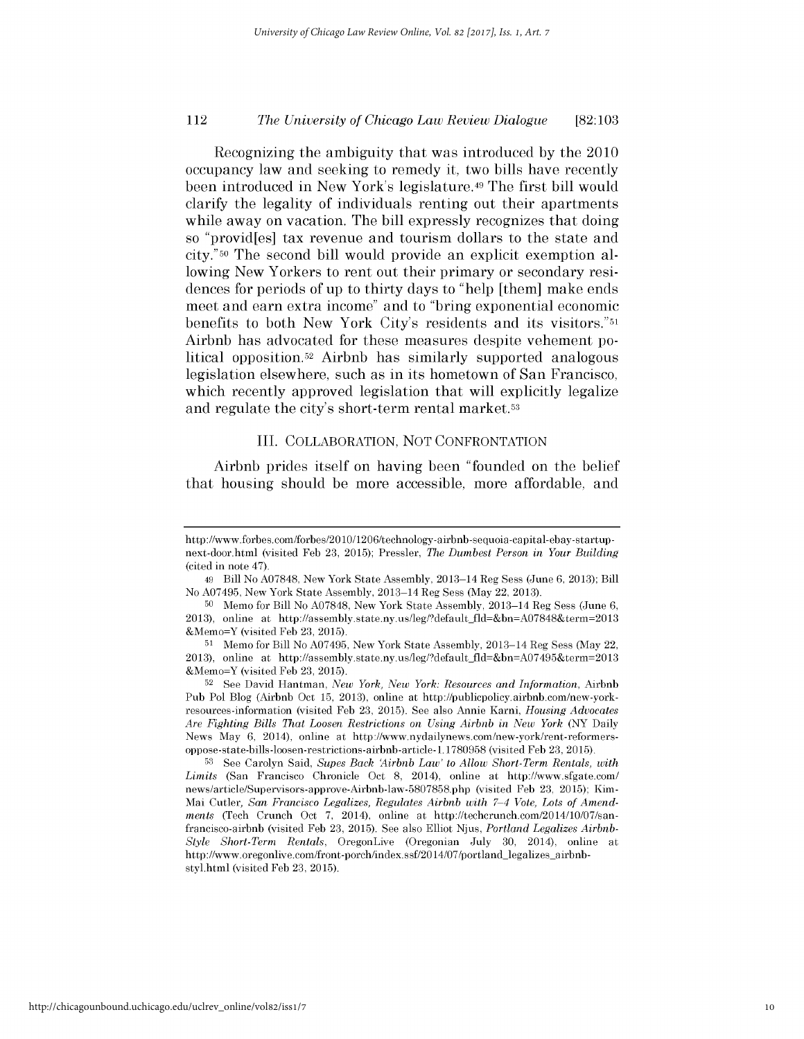Recognizing the ambiguity that was introduced by the 2010 occupancy law and seeking to remedy it, two bills have recently been introduced in New York's legislature.[49] The first bill would clarify the legality of individuals renting out their apartments while away on vacation. The bill expressly recognizes that doing so "provid[es] tax revenue and tourism dollars to the state and city."[50] The second bill would provide an explicit exemption allowing New Yorkers to rent out their primary or secondary residences for periods of up to thirty days to "help [them] make ends meet and earn extra income" and to "bring exponential economic benefits to both New York City's residents and its visitors."[51] Airbnb has advocated for these measures despite vehement political opposition.[52] Airbnb has similarly supported analogous legislation elsewhere, such as in its hometown of San Francisco, which recently approved legislation that will explicitly legalize and regulate the city's short-term rental market.[53]

## III. COLLABORATION, NOT CONFRONTATION

Airbnb prides itself on having been "founded on the belief that housing should be more accessible, more affordable, and

---

http://www.forbes.com/forbes/2010/1206/technology-airbnb-sequoia-capital-ebay-startup-next-door.html (visited Feb 23, 2015); Pressler, *The Dumbest Person in Your Building* (cited in note 47).

49 Bill No A07848, New York State Assembly, 2013–14 Reg Sess (June 6, 2013); Bill No A07495, New York State Assembly, 2013–14 Reg Sess (May 22, 2013).

50 Memo for Bill No A07848, New York State Assembly, 2013–14 Reg Sess (June 6, 2013), online at http://assembly.state.ny.us/leg/?default_fld=&bn=A07848&term=2013&Memo=Y (visited Feb 23, 2015).

51 Memo for Bill No A07495, New York State Assembly, 2013–14 Reg Sess (May 22, 2013), online at http://assembly.state.ny.us/leg/?default_fld=&bn=A07495&term=2013&Memo=Y (visited Feb 23, 2015).

52 See David Hantman, *New York, New York: Resources and Information*, Airbnb Pub Pol Blog (Airbnb Oct 15, 2013), online at http://publicpolicy.airbnb.com/new-york-resources-information (visited Feb 23, 2015). See also Annie Karni, *Housing Advocates Are Fighting Bills That Loosen Restrictions on Using Airbnb in New York* (NY Daily News May 6, 2014), online at http://www.nydailynews.com/new-york/rent-reformers-oppose-state-bills-loosen-restrictions-airbnb-article-1.1780958 (visited Feb 23, 2015).

53 See Carolyn Said, *Supes Back 'Airbnb Law' to Allow Short-Term Rentals, with Limits* (San Francisco Chronicle Oct 8, 2014), online at http://www.sfgate.com/news/article/Supervisors-approve-Airbnb-law-5807858.php (visited Feb 23, 2015); Kim-Mai Cutler, *San Francisco Legalizes, Regulates Airbnb with 7–4 Vote, Lots of Amendments* (Tech Crunch Oct 7, 2014), online at http://techcrunch.com/2014/10/07/san-francisco-airbnb (visited Feb 23, 2015). See also Elliot Njus, *Portland Legalizes Airbnb-Style Short-Term Rentals*, OregonLive (Oregonian July 30, 2014), online at http://www.oregonlive.com/front-porch/index.ssf/2014/07/portland_legalizes_airbnb-styl.html (visited Feb 23, 2015).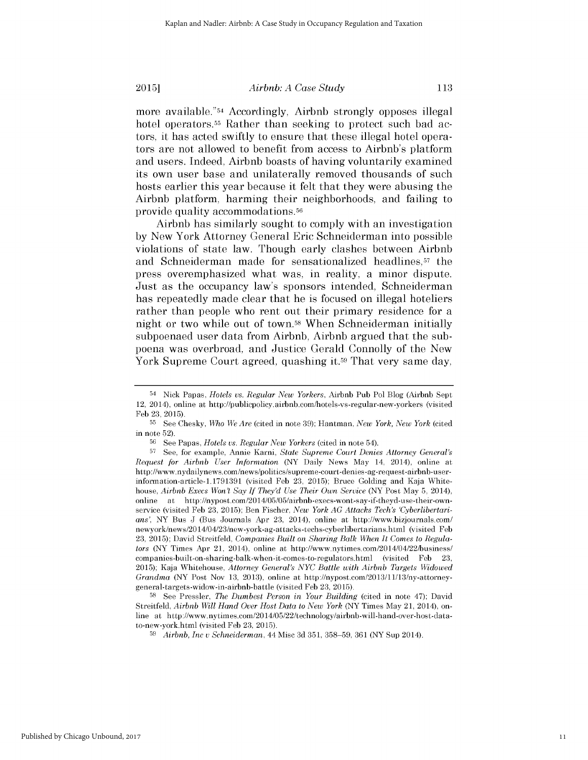more available."[54] Accordingly, Airbnb strongly opposes illegal hotel operators.[55] Rather than seeking to protect such bad actors, it has acted swiftly to ensure that these illegal hotel operators are not allowed to benefit from access to Airbnb's platform and users. Indeed, Airbnb boasts of having voluntarily examined its own user base and unilaterally removed thousands of such hosts earlier this year because it felt that they were abusing the Airbnb platform, harming their neighborhoods, and failing to provide quality accommodations.[56]

Airbnb has similarly sought to comply with an investigation by New York Attorney General Eric Schneiderman into possible violations of state law. Though early clashes between Airbnb and Schneiderman made for sensationalized headlines,[57] the press overemphasized what was, in reality, a minor dispute. Just as the occupancy law's sponsors intended, Schneiderman has repeatedly made clear that he is focused on illegal hoteliers rather than people who rent out their primary residence for a night or two while out of town.[58] When Schneiderman initially subpoenaed user data from Airbnb, Airbnb argued that the subpoena was overbroad, and Justice Gerald Connolly of the New York Supreme Court agreed, quashing it.[59] That very same day,

---

[54] Nick Papas, *Hotels vs. Regular New Yorkers*, Airbnb Pub Pol Blog (Airbnb Sept 12, 2014), online at http://publicpolicy.airbnb.com/hotels-vs-regular-new-yorkers (visited Feb 23, 2015).

[55] See Chesky, *Who We Are* (cited in note 39); Hantman, *New York, New York* (cited in note 52).

[56] See Papas, *Hotels vs. Regular New Yorkers* (cited in note 54).

[57] See, for example, Annie Karni, *State Supreme Court Denies Attorney General's Request for Airbnb User Information* (NY Daily News May 14, 2014), online at http://www.nydailynews.com/news/politics/supreme-court-denies-ag-request-airbnb-user-information-article-1.1791391 (visited Feb 23, 2015); Bruce Golding and Kaja Whitehouse, *Airbnb Execs Won't Say If They'd Use Their Own Service* (NY Post May 5, 2014), online at http://nypost.com/2014/05/05/airbnb-execs-wont-say-if-theyd-use-their-own-service (visited Feb 23, 2015); Ben Fischer, *New York AG Attacks Tech's 'Cyberlibertarians'*, NY Bus J (Bus Journals Apr 23, 2014), online at http://www.bizjournals.com/newyork/news/2014/04/23/new-york-ag-attacks-techs-cyberlibertarians.html (visited Feb 23, 2015); David Streitfeld, *Companies Built on Sharing Balk When It Comes to Regulators* (NY Times Apr 21, 2014), online at http://www.nytimes.com/2014/04/22/business/companies-built-on-sharing-balk-when-it-comes-to-regulators.html (visited Feb 23, 2015); Kaja Whitehouse, *Attorney General's NYC Battle with Airbnb Targets Widowed Grandma* (NY Post Nov 13, 2013), online at http://nypost.com/2013/11/13/ny-attorney-general-targets-widow-in-airbnb-battle (visited Feb 23, 2015).

[58] See Pressler, *The Dumbest Person in Your Building* (cited in note 47); David Streitfeld, *Airbnb Will Hand Over Host Data to New York* (NY Times May 21, 2014), online at http://www.nytimes.com/2014/05/22/technology/airbnb-will-hand-over-host-data-to-new-york.html (visited Feb 23, 2015).

[59] *Airbnb, Inc v Schneiderman*, 44 Misc 3d 351, 358–59, 361 (NY Sup 2014).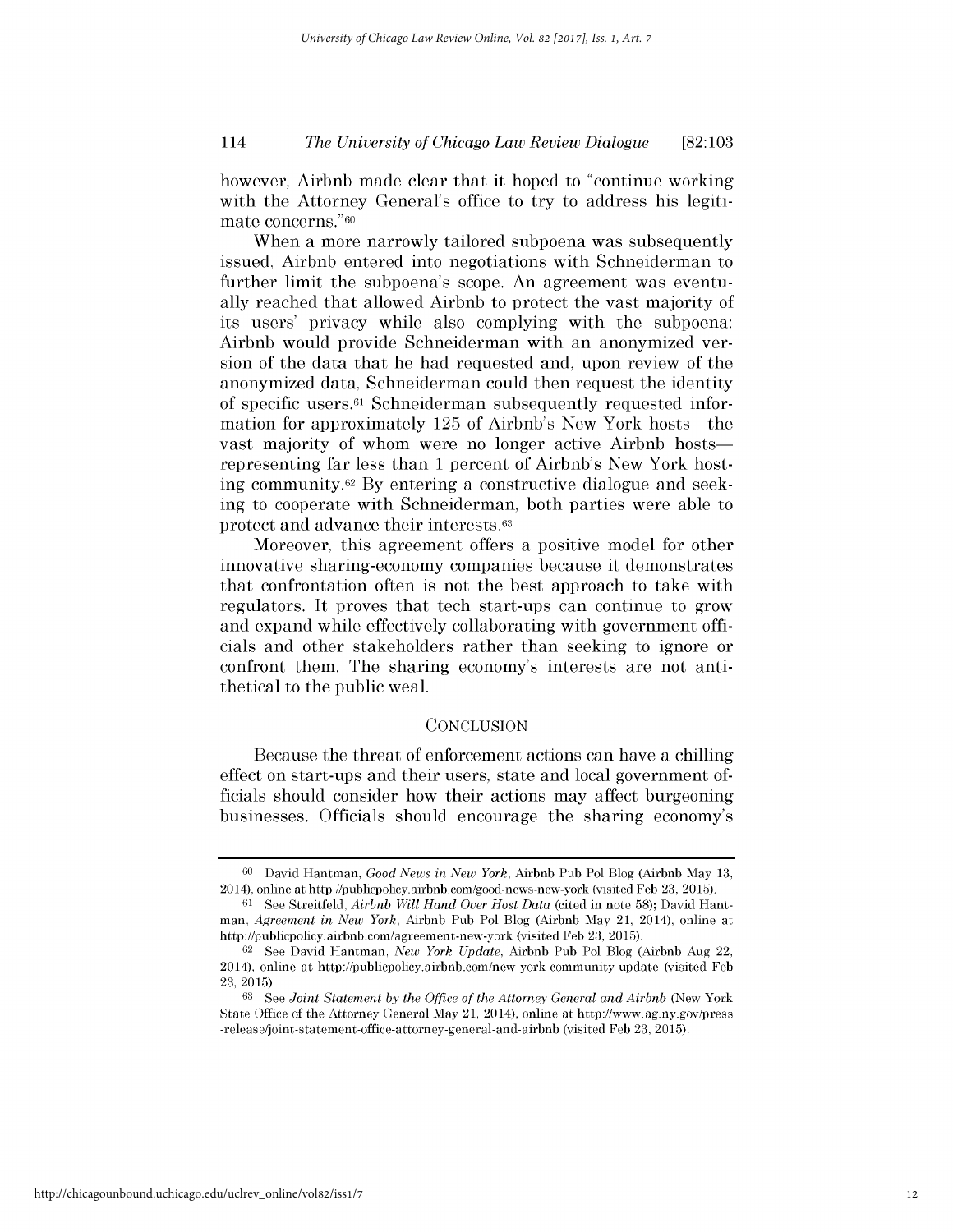however, Airbnb made clear that it hoped to "continue working with the Attorney General's office to try to address his legitimate concerns."[60]

When a more narrowly tailored subpoena was subsequently issued, Airbnb entered into negotiations with Schneiderman to further limit the subpoena's scope. An agreement was eventually reached that allowed Airbnb to protect the vast majority of its users' privacy while also complying with the subpoena: Airbnb would provide Schneiderman with an anonymized version of the data that he had requested and, upon review of the anonymized data, Schneiderman could then request the identity of specific users.[61] Schneiderman subsequently requested information for approximately 125 of Airbnb's New York hosts—the vast majority of whom were no longer active Airbnb hosts—representing far less than 1 percent of Airbnb's New York hosting community.[62] By entering a constructive dialogue and seeking to cooperate with Schneiderman, both parties were able to protect and advance their interests.[63]

Moreover, this agreement offers a positive model for other innovative sharing-economy companies because it demonstrates that confrontation often is not the best approach to take with regulators. It proves that tech start-ups can continue to grow and expand while effectively collaborating with government officials and other stakeholders rather than seeking to ignore or confront them. The sharing economy's interests are not antithetical to the public weal.

## CONCLUSION

Because the threat of enforcement actions can have a chilling effect on start-ups and their users, state and local government officials should consider how their actions may affect burgeoning businesses. Officials should encourage the sharing economy's

---

[60] David Hantman, *Good News in New York*, Airbnb Pub Pol Blog (Airbnb May 13, 2014), online at http://publicpolicy.airbnb.com/good-news-new-york (visited Feb 23, 2015).

[61] See Streitfeld, *Airbnb Will Hand Over Host Data* (cited in note 58); David Hantman, *Agreement in New York*, Airbnb Pub Pol Blog (Airbnb May 21, 2014), online at http://publicpolicy.airbnb.com/agreement-new-york (visited Feb 23, 2015).

[62] See David Hantman, *New York Update*, Airbnb Pub Pol Blog (Airbnb Aug 22, 2014), online at http://publicpolicy.airbnb.com/new-york-community-update (visited Feb 23, 2015).

[63] See *Joint Statement by the Office of the Attorney General and Airbnb* (New York State Office of the Attorney General May 21, 2014), online at http://www.ag.ny.gov/press-release/joint-statement-office-attorney-general-and-airbnb (visited Feb 23, 2015).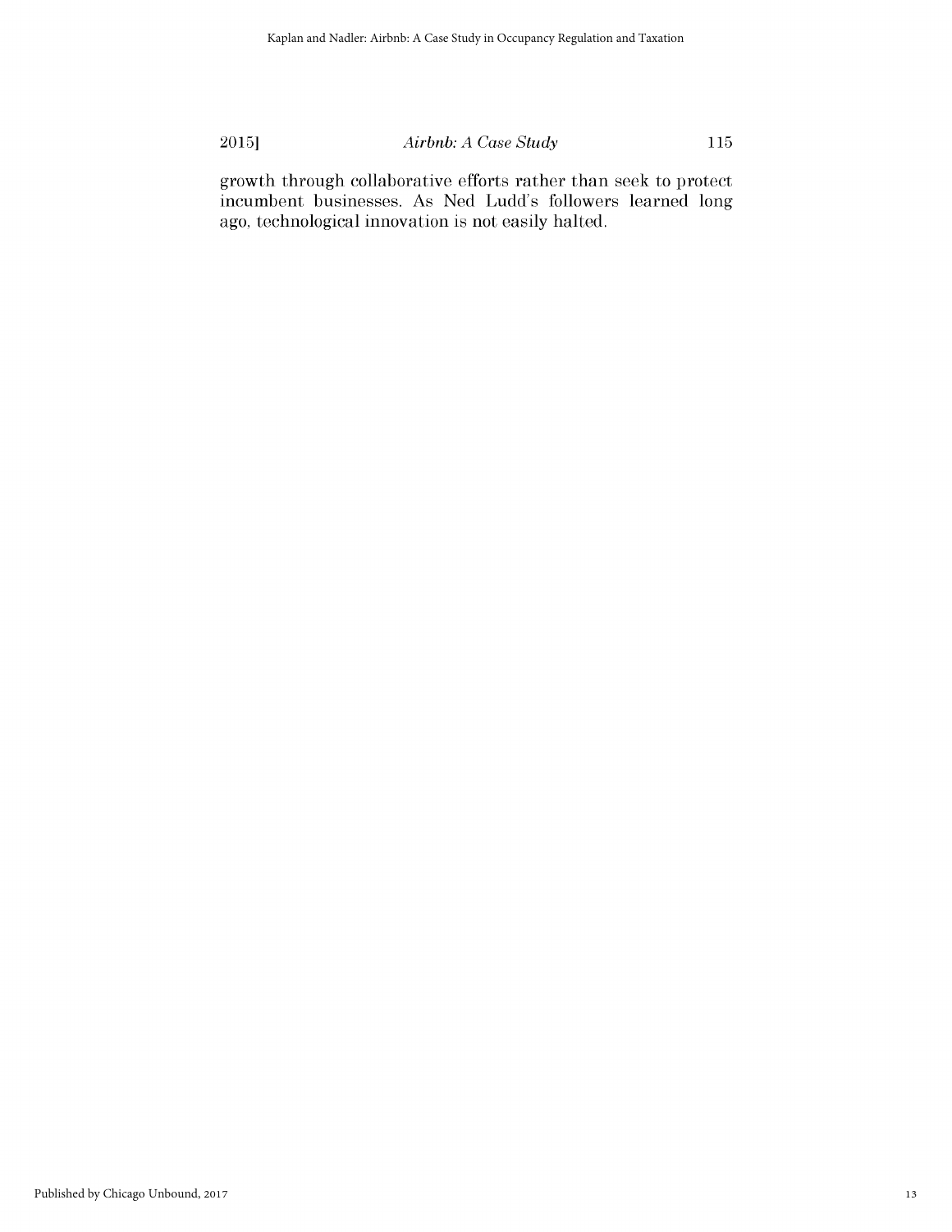growth through collaborative efforts rather than seek to protect incumbent businesses. As Ned Ludd's followers learned long ago, technological innovation is not easily halted.